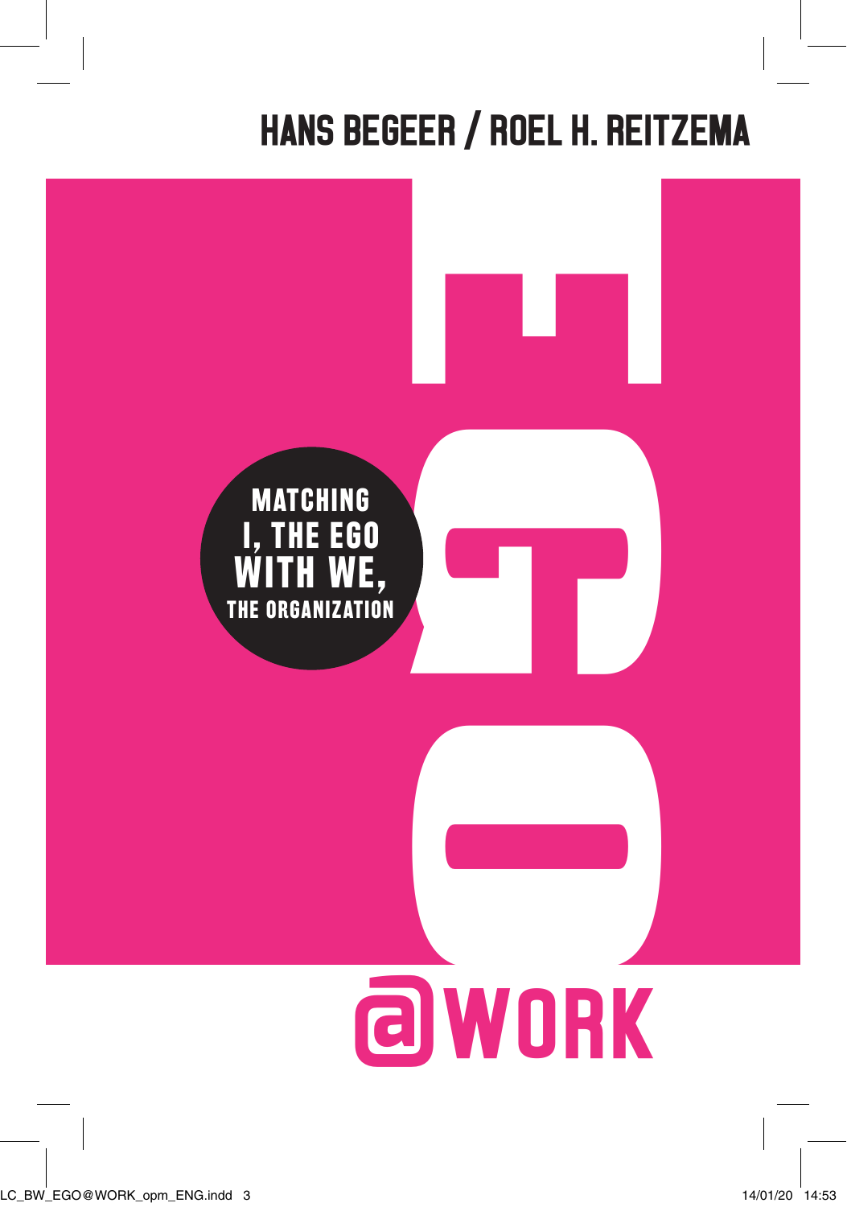HANS BEGEER / ROEL H. REITZEMA

# EGO @WORK

MATCHING I, THE EGO WITH WE, THE ORGANIZATION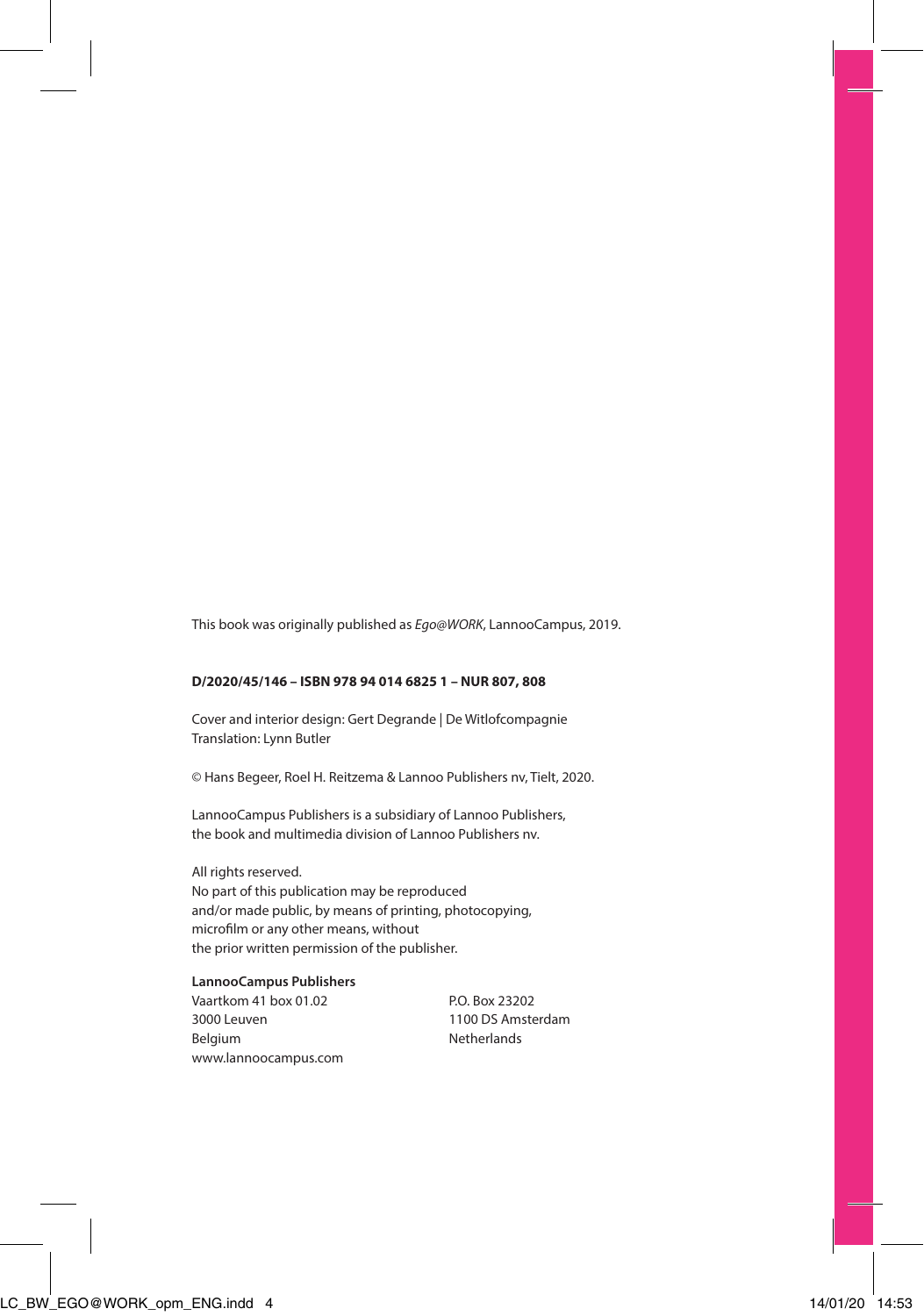This book was originally published as *Ego@WORK*, LannooCampus, 2019.

**D/2020/45/146 – ISBN 978 94 014 6825 1 – NUR 807, 808**

Cover and interior design: Gert Degrande | De Witlofcompagnie
Translation: Lynn Butler

© Hans Begeer, Roel H. Reitzema & Lannoo Publishers nv, Tielt, 2020.

LannooCampus Publishers is a subsidiary of Lannoo Publishers,
the book and multimedia division of Lannoo Publishers nv.

All rights reserved.
No part of this publication may be reproduced
and/or made public, by means of printing, photocopying,
microfilm or any other means, without
the prior written permission of the publisher.

**LannooCampus Publishers**
Vaartkom 41 box 01.02
3000 Leuven
Belgium
www.lannoocampus.com

P.O. Box 23202
1100 DS Amsterdam
Netherlands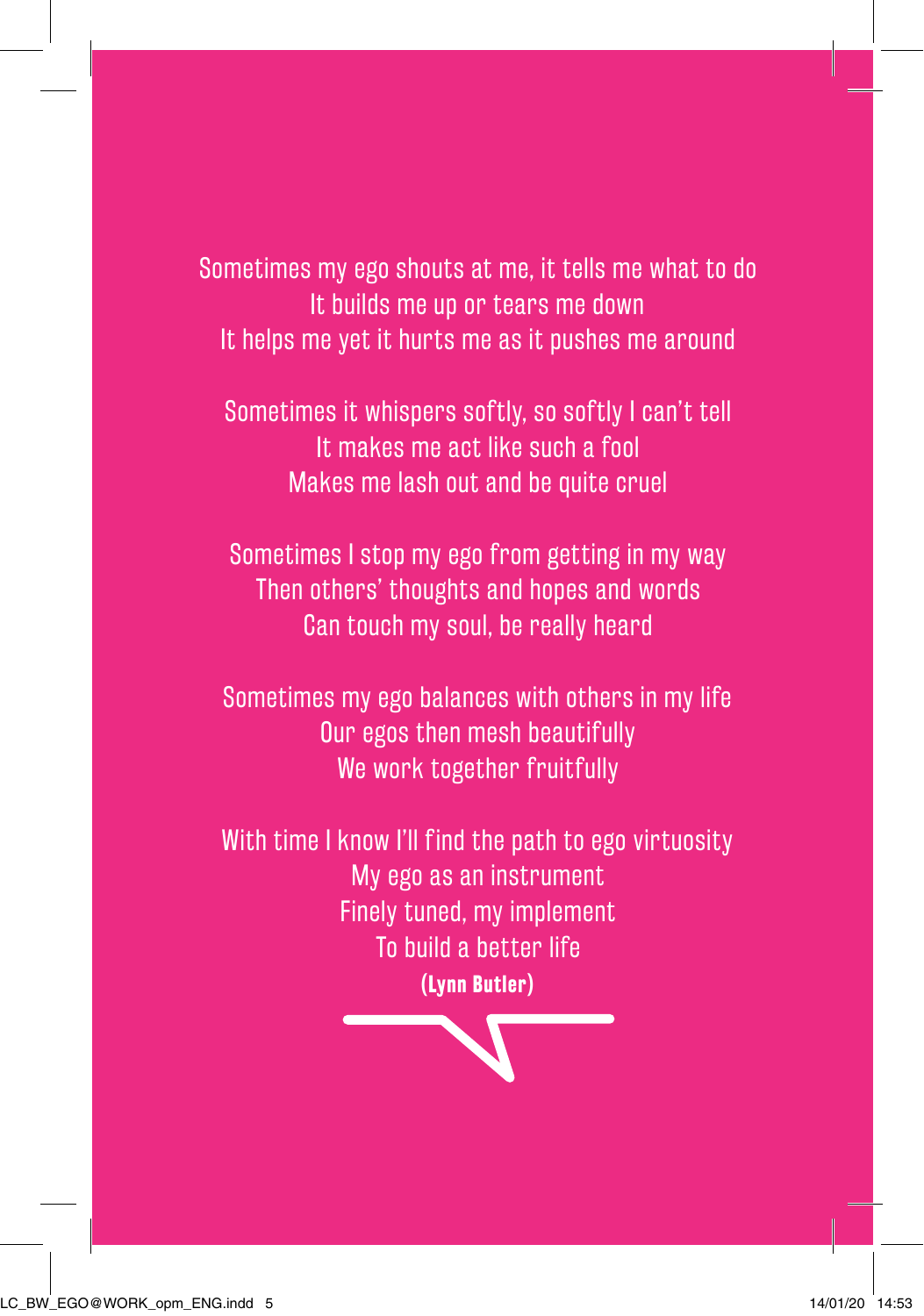Sometimes my ego shouts at me, it tells me what to do  
It builds me up or tears me down  
It helps me yet it hurts me as it pushes me around

Sometimes it whispers softly, so softly I can't tell  
It makes me act like such a fool  
Makes me lash out and be quite cruel

Sometimes I stop my ego from getting in my way  
Then others' thoughts and hopes and words  
Can touch my soul, be really heard

Sometimes my ego balances with others in my life  
Our egos then mesh beautifully  
We work together fruitfully

With time I know I'll find the path to ego virtuosity  
My ego as an instrument  
Finely tuned, my implement  
To build a better life  
**(Lynn Butler)**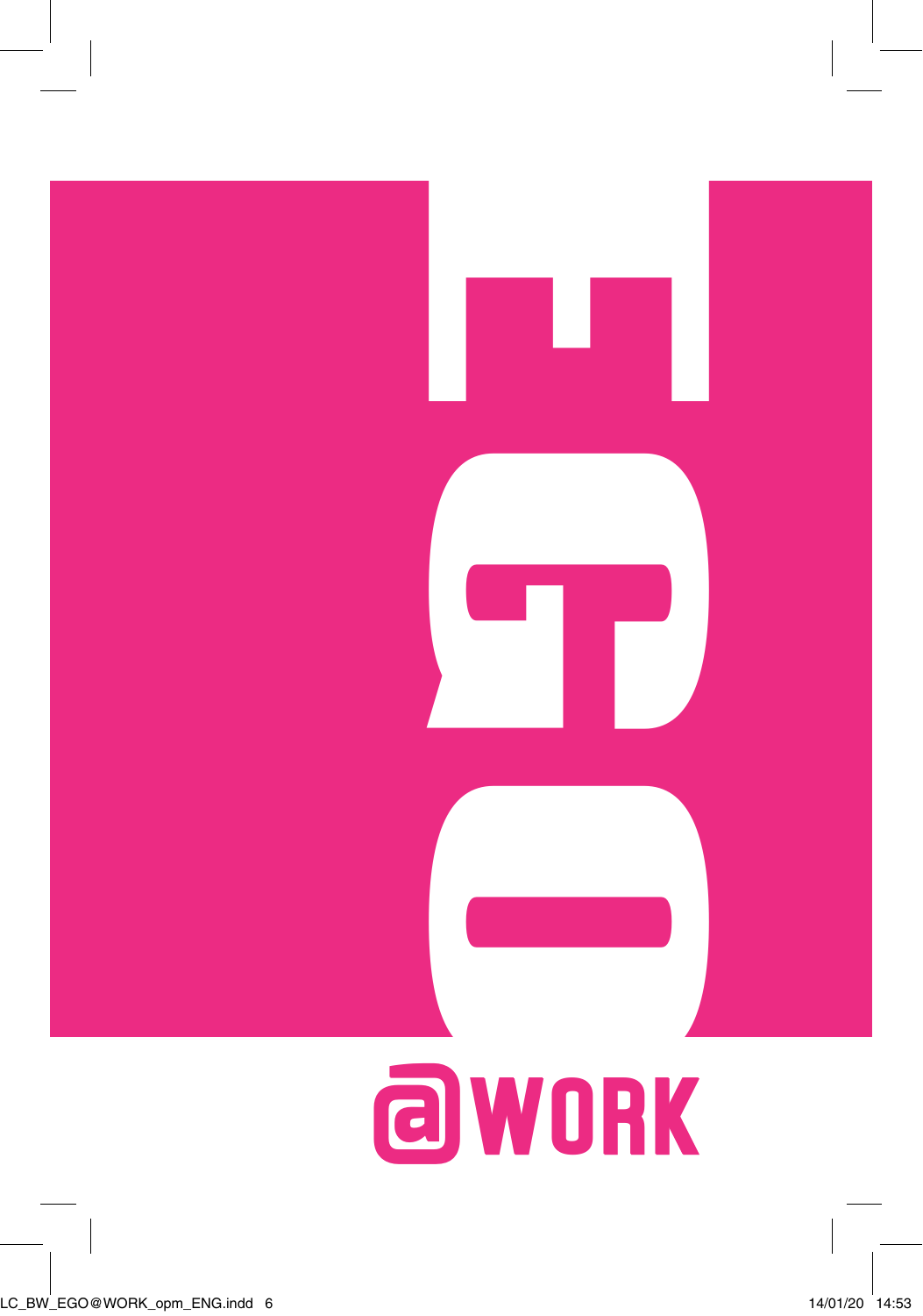# EGO

# @WORK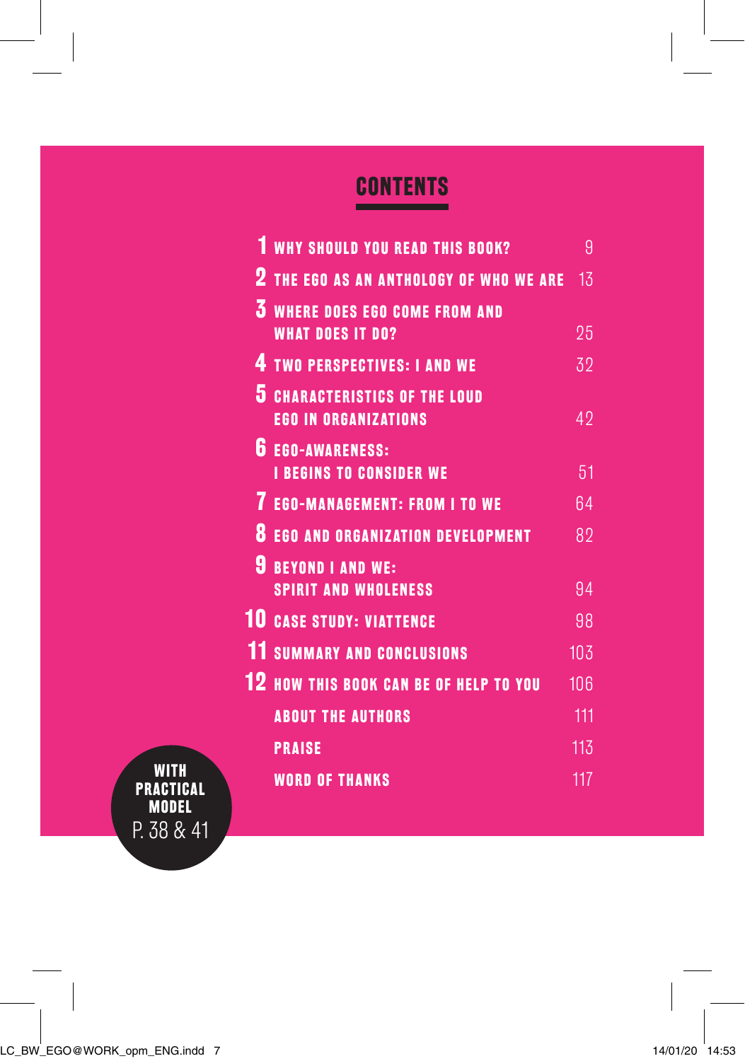# CONTENTS

| | | |
|---|---|---|
| 1 | WHY SHOULD YOU READ THIS BOOK? | 9 |
| 2 | THE EGO AS AN ANTHOLOGY OF WHO WE ARE | 13 |
| 3 | WHERE DOES EGO COME FROM AND WHAT DOES IT DO? | 25 |
| 4 | TWO PERSPECTIVES: I AND WE | 32 |
| 5 | CHARACTERISTICS OF THE LOUD EGO IN ORGANIZATIONS | 42 |
| 6 | EGO-AWARENESS: I BEGINS TO CONSIDER WE | 51 |
| 7 | EGO-MANAGEMENT: FROM I TO WE | 64 |
| 8 | EGO AND ORGANIZATION DEVELOPMENT | 82 |
| 9 | BEYOND I AND WE: SPIRIT AND WHOLENESS | 94 |
| 10 | CASE STUDY: VIATTENCE | 98 |
| 11 | SUMMARY AND CONCLUSIONS | 103 |
| 12 | HOW THIS BOOK CAN BE OF HELP TO YOU | 106 |
| | ABOUT THE AUTHORS | 111 |
| | PRAISE | 113 |
| | WORD OF THANKS | 117 |

**WITH PRACTICAL MODEL**
P. 38 & 41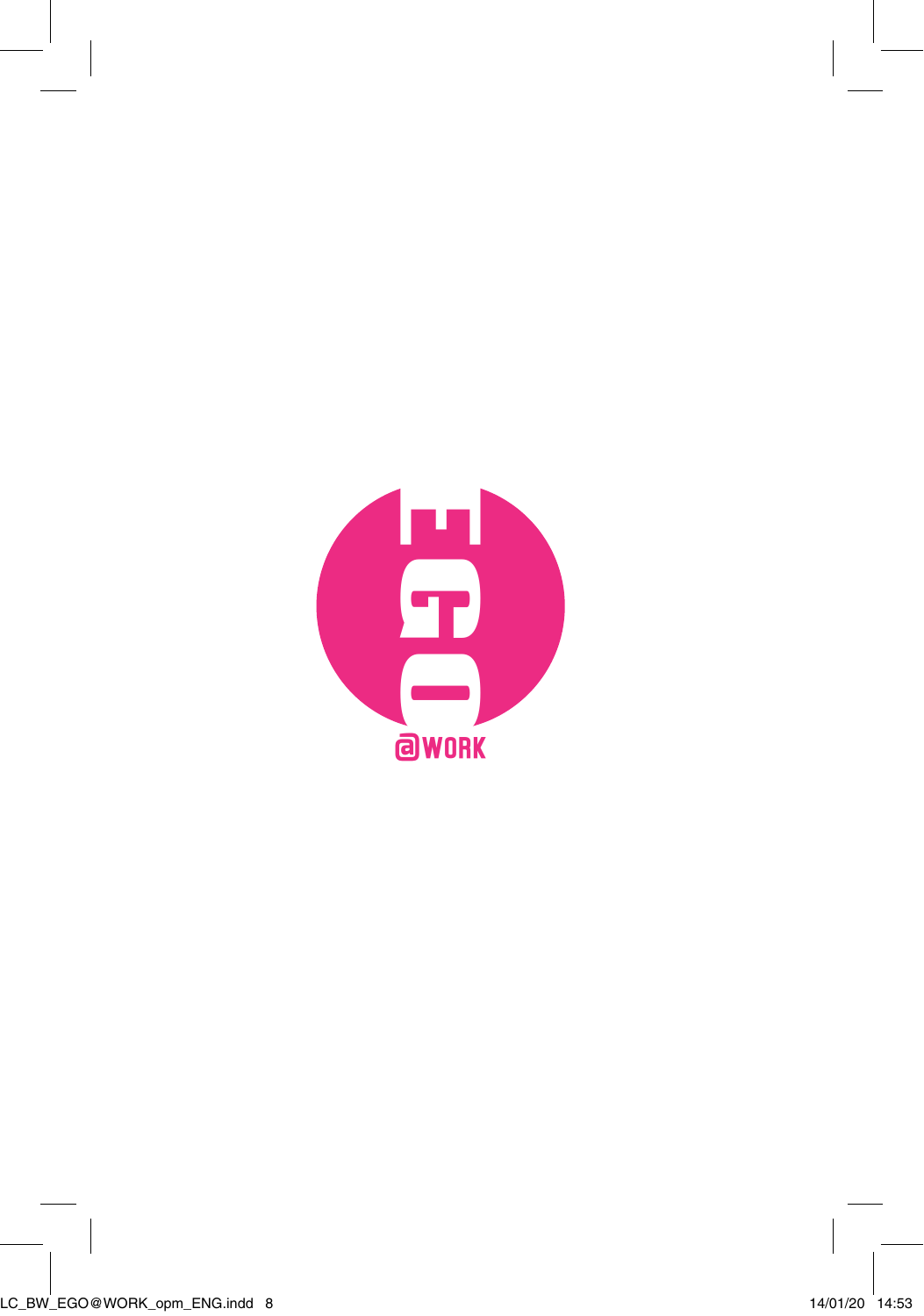EGO

@WORK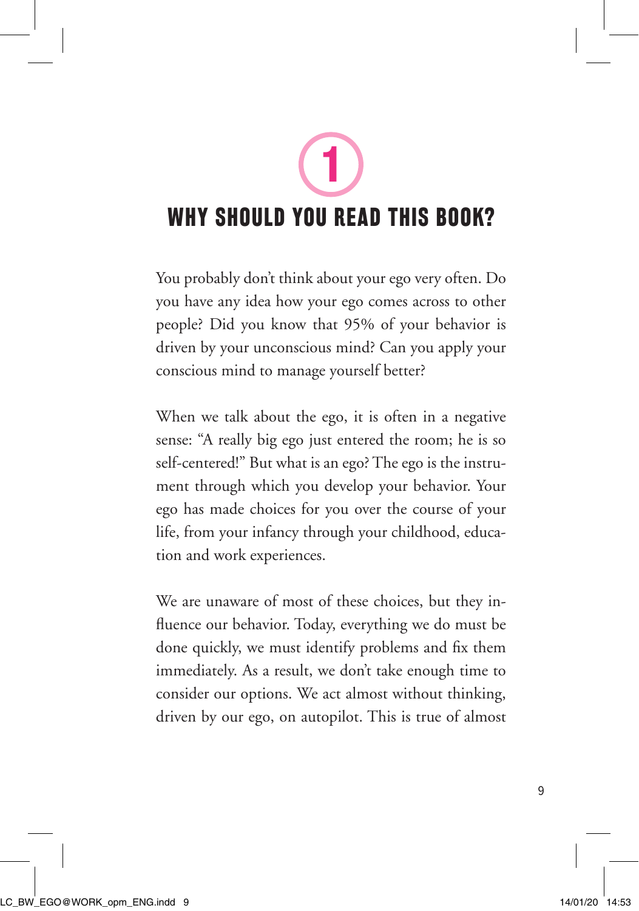# 1

# WHY SHOULD YOU READ THIS BOOK?

You probably don't think about your ego very often. Do you have any idea how your ego comes across to other people? Did you know that 95% of your behavior is driven by your unconscious mind? Can you apply your conscious mind to manage yourself better?

When we talk about the ego, it is often in a negative sense: "A really big ego just entered the room; he is so self-centered!" But what is an ego? The ego is the instrument through which you develop your behavior. Your ego has made choices for you over the course of your life, from your infancy through your childhood, education and work experiences.

We are unaware of most of these choices, but they influence our behavior. Today, everything we do must be done quickly, we must identify problems and fix them immediately. As a result, we don't take enough time to consider our options. We act almost without thinking, driven by our ego, on autopilot. This is true of almost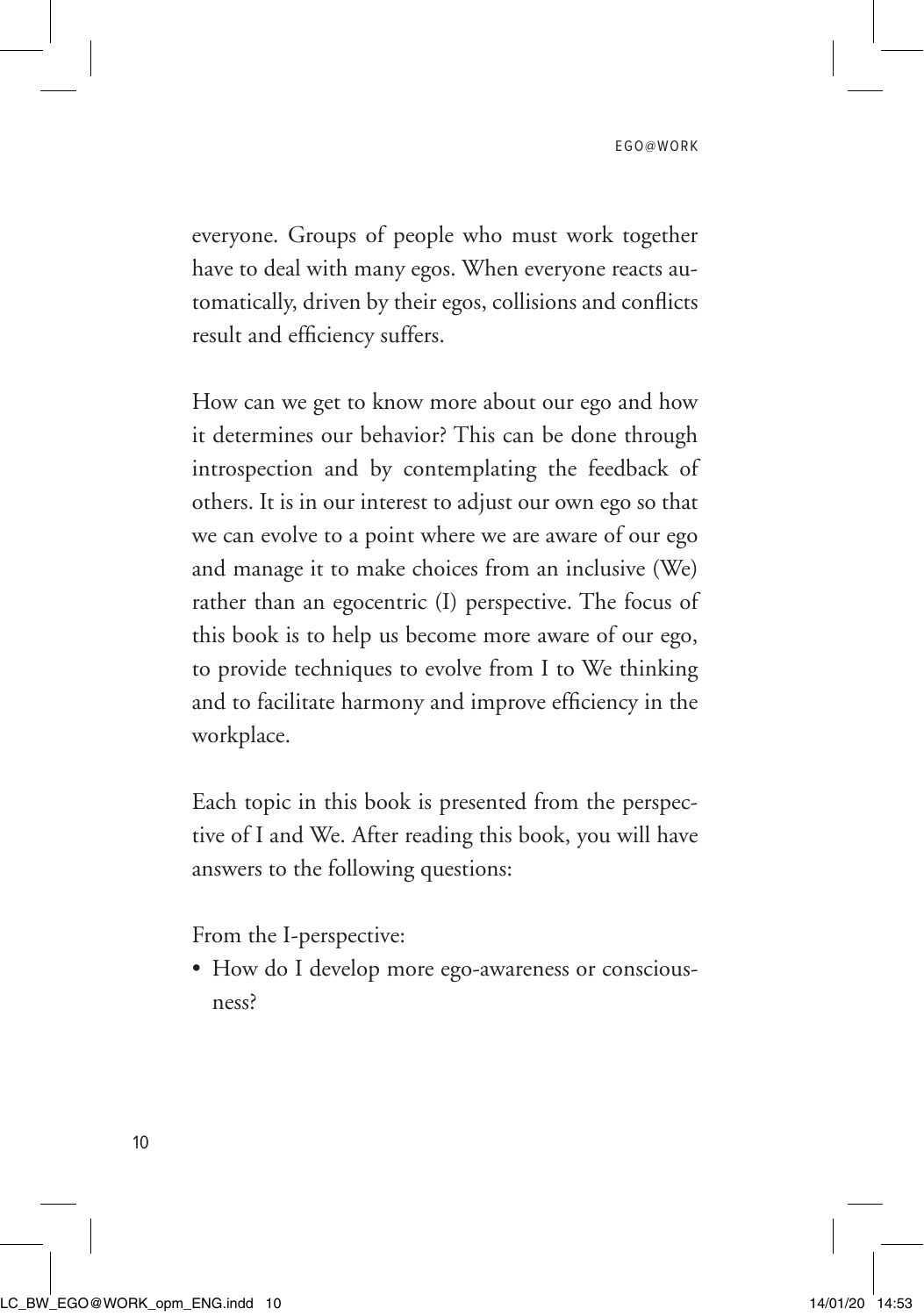everyone. Groups of people who must work together have to deal with many egos. When everyone reacts automatically, driven by their egos, collisions and conflicts result and efficiency suffers.

How can we get to know more about our ego and how it determines our behavior? This can be done through introspection and by contemplating the feedback of others. It is in our interest to adjust our own ego so that we can evolve to a point where we are aware of our ego and manage it to make choices from an inclusive (We) rather than an egocentric (I) perspective. The focus of this book is to help us become more aware of our ego, to provide techniques to evolve from I to We thinking and to facilitate harmony and improve efficiency in the workplace.

Each topic in this book is presented from the perspective of I and We. After reading this book, you will have answers to the following questions:

From the I-perspective:

- How do I develop more ego-awareness or consciousness?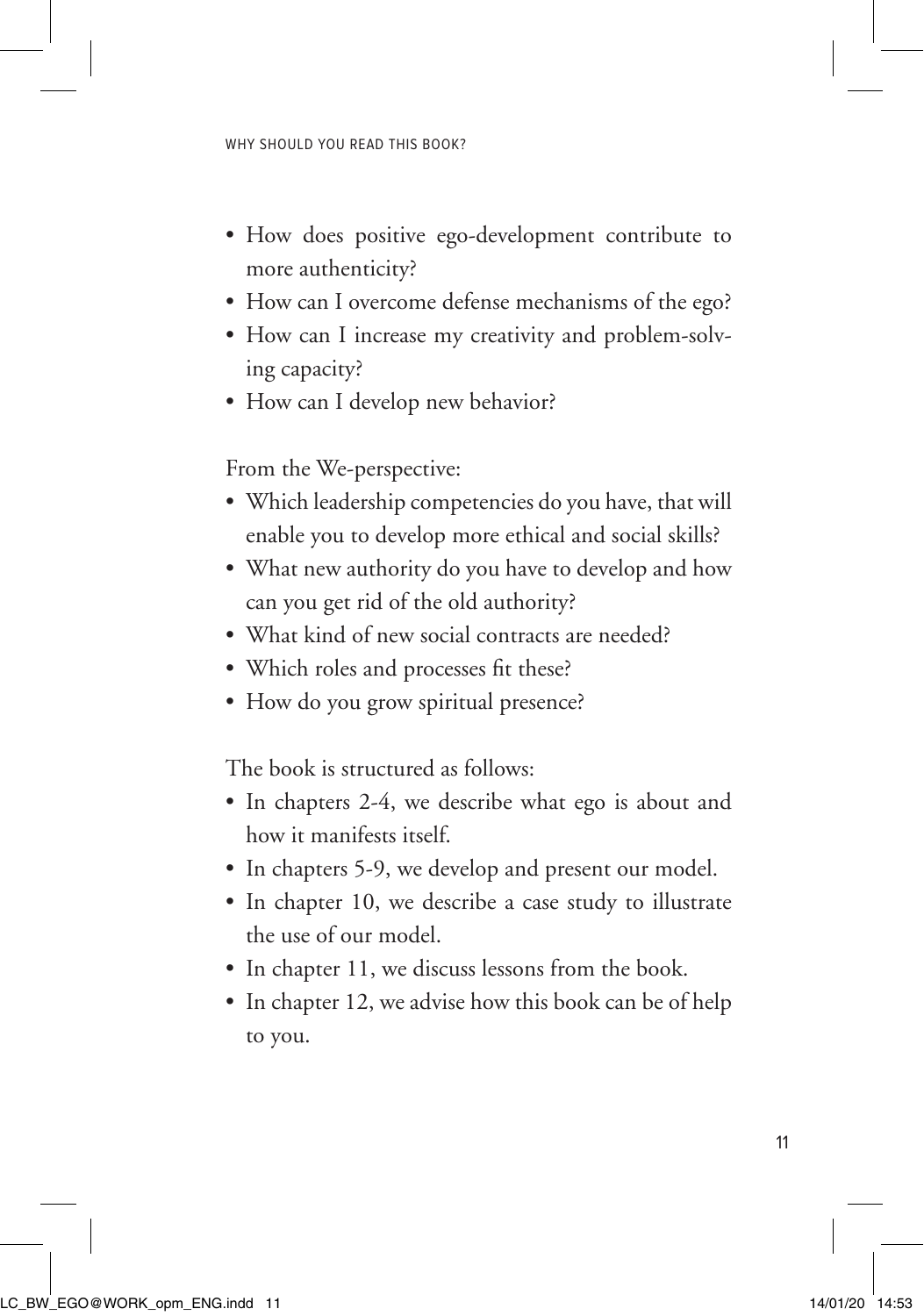- How does positive ego-development contribute to more authenticity?
- How can I overcome defense mechanisms of the ego?
- How can I increase my creativity and problem-solving capacity?
- How can I develop new behavior?

From the We-perspective:

- Which leadership competencies do you have, that will enable you to develop more ethical and social skills?
- What new authority do you have to develop and how can you get rid of the old authority?
- What kind of new social contracts are needed?
- Which roles and processes fit these?
- How do you grow spiritual presence?

The book is structured as follows:

- In chapters 2-4, we describe what ego is about and how it manifests itself.
- In chapters 5-9, we develop and present our model.
- In chapter 10, we describe a case study to illustrate the use of our model.
- In chapter 11, we discuss lessons from the book.
- In chapter 12, we advise how this book can be of help to you.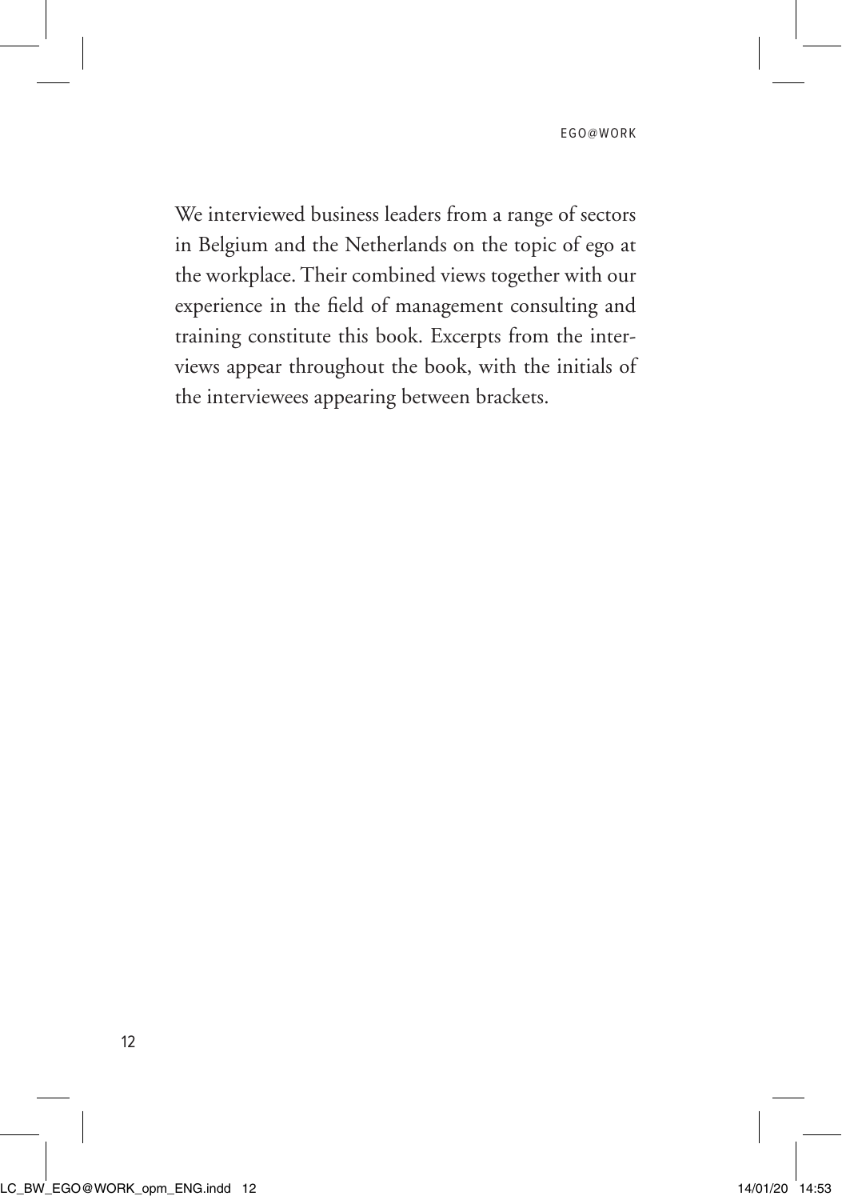We interviewed business leaders from a range of sectors in Belgium and the Netherlands on the topic of ego at the workplace. Their combined views together with our experience in the field of management consulting and training constitute this book. Excerpts from the interviews appear throughout the book, with the initials of the interviewees appearing between brackets.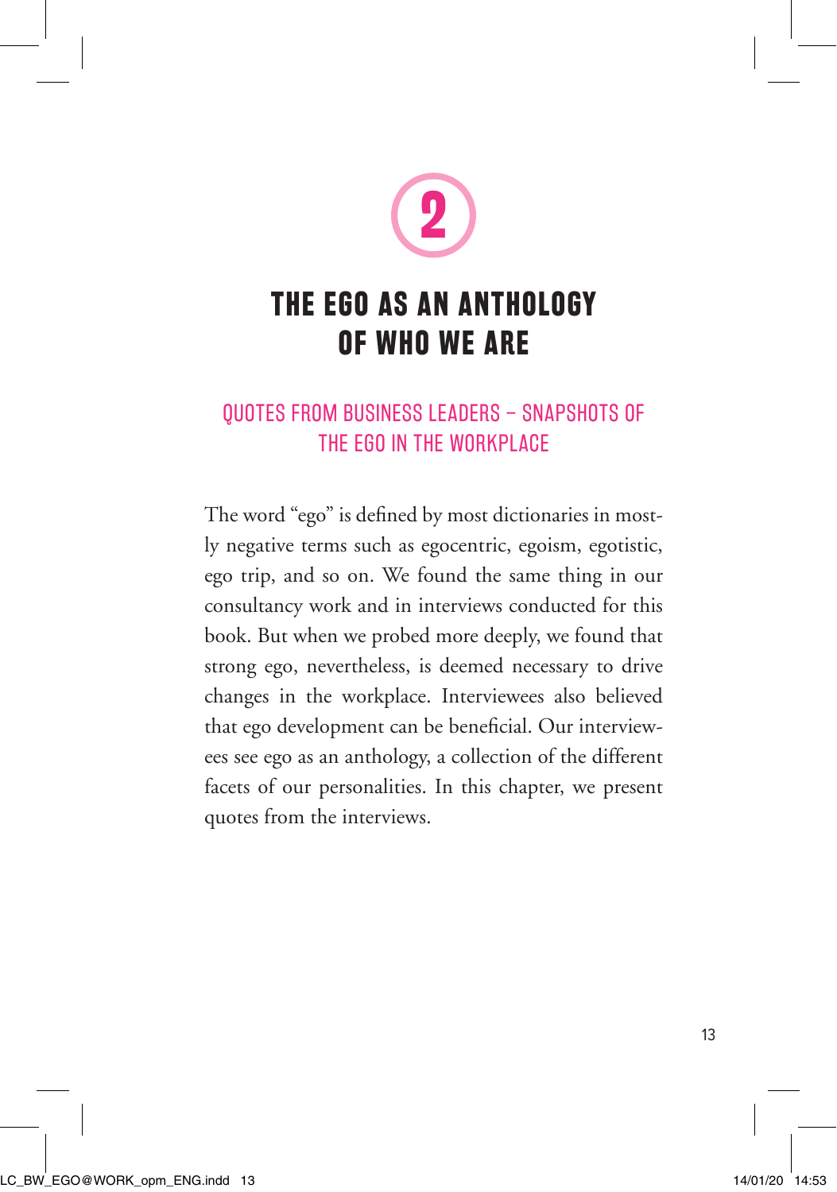# 2

# THE EGO AS AN ANTHOLOGY OF WHO WE ARE

## QUOTES FROM BUSINESS LEADERS – SNAPSHOTS OF THE EGO IN THE WORKPLACE

The word "ego" is defined by most dictionaries in mostly negative terms such as egocentric, egoism, egotistic, ego trip, and so on. We found the same thing in our consultancy work and in interviews conducted for this book. But when we probed more deeply, we found that strong ego, nevertheless, is deemed necessary to drive changes in the workplace. Interviewees also believed that ego development can be beneficial. Our interviewees see ego as an anthology, a collection of the different facets of our personalities. In this chapter, we present quotes from the interviews.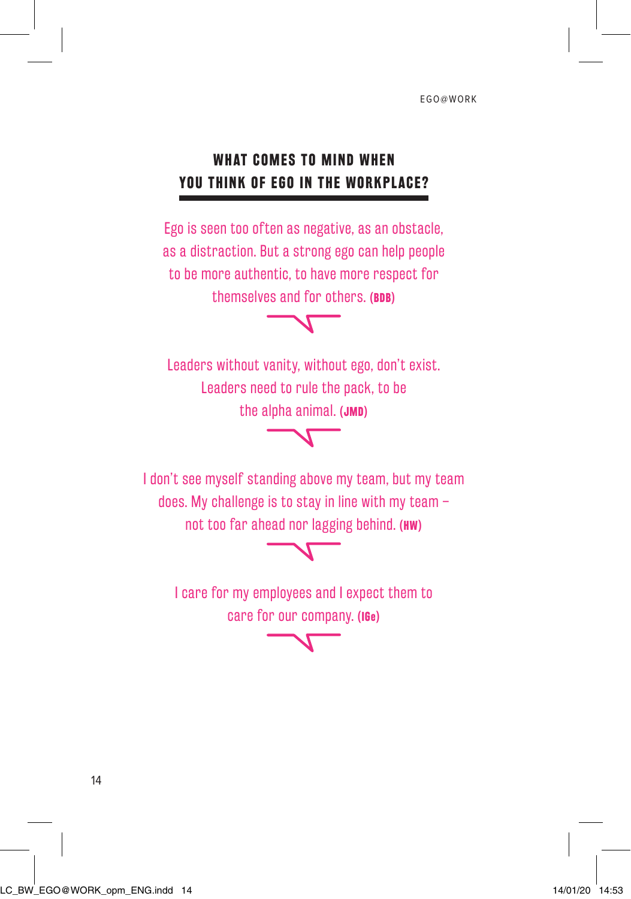## WHAT COMES TO MIND WHEN YOU THINK OF EGO IN THE WORKPLACE?

Ego is seen too often as negative, as an obstacle, as a distraction. But a strong ego can help people to be more authentic, to have more respect for themselves and for others. **(BDB)**

Leaders without vanity, without ego, don't exist. Leaders need to rule the pack, to be the alpha animal. **(JMD)**

I don't see myself standing above my team, but my team does. My challenge is to stay in line with my team – not too far ahead nor lagging behind. **(HW)**

I care for my employees and I expect them to care for our company. **(IGe)**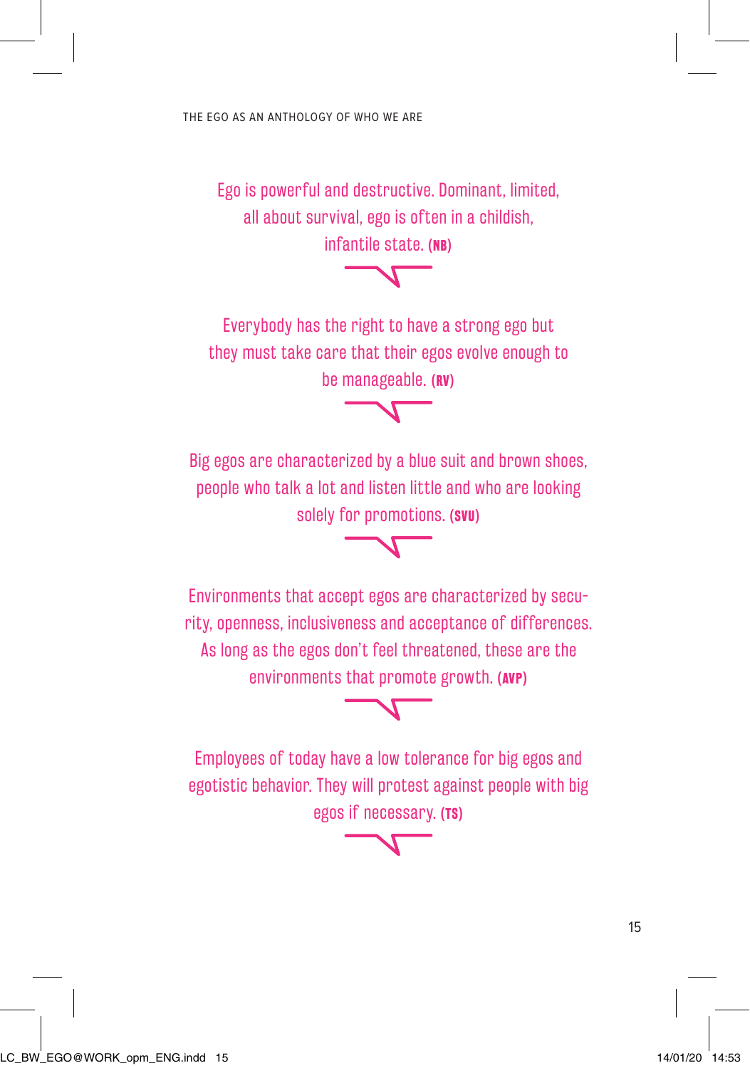Ego is powerful and destructive. Dominant, limited, all about survival, ego is often in a childish, infantile state. **(NB)**

Everybody has the right to have a strong ego but they must take care that their egos evolve enough to be manageable. **(RV)**

Big egos are characterized by a blue suit and brown shoes, people who talk a lot and listen little and who are looking solely for promotions. **(SVU)**

Environments that accept egos are characterized by security, openness, inclusiveness and acceptance of differences. As long as the egos don't feel threatened, these are the environments that promote growth. **(AVP)**

Employees of today have a low tolerance for big egos and egotistic behavior. They will protest against people with big egos if necessary. **(TS)**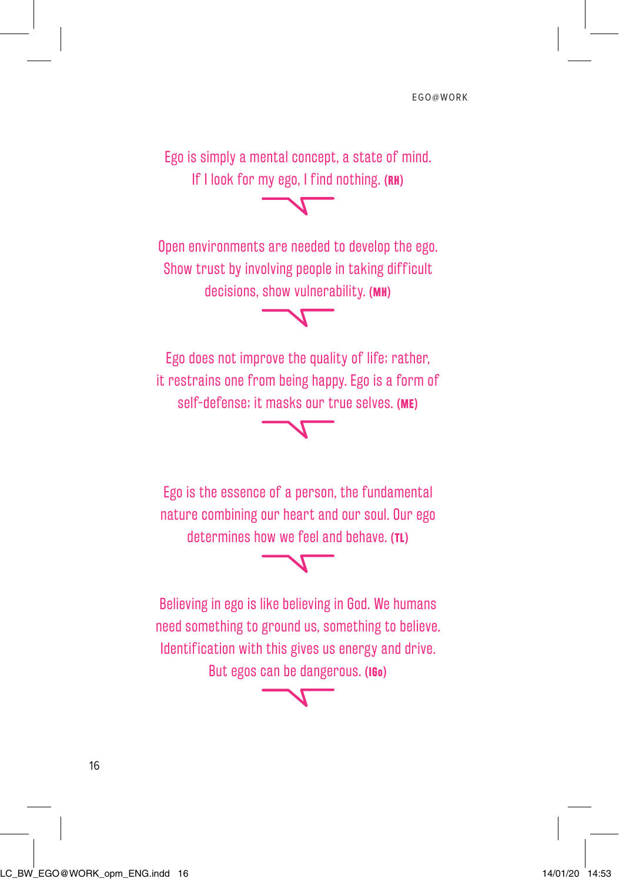Ego is simply a mental concept, a state of mind. If I look for my ego, I find nothing. **(RH)**

Open environments are needed to develop the ego. Show trust by involving people in taking difficult decisions, show vulnerability. **(MH)**

Ego does not improve the quality of life; rather, it restrains one from being happy. Ego is a form of self-defense; it masks our true selves. **(ME)**

Ego is the essence of a person, the fundamental nature combining our heart and our soul. Our ego determines how we feel and behave. **(TL)**

Believing in ego is like believing in God. We humans need something to ground us, something to believe. Identification with this gives us energy and drive. But egos can be dangerous. **(IGo)**